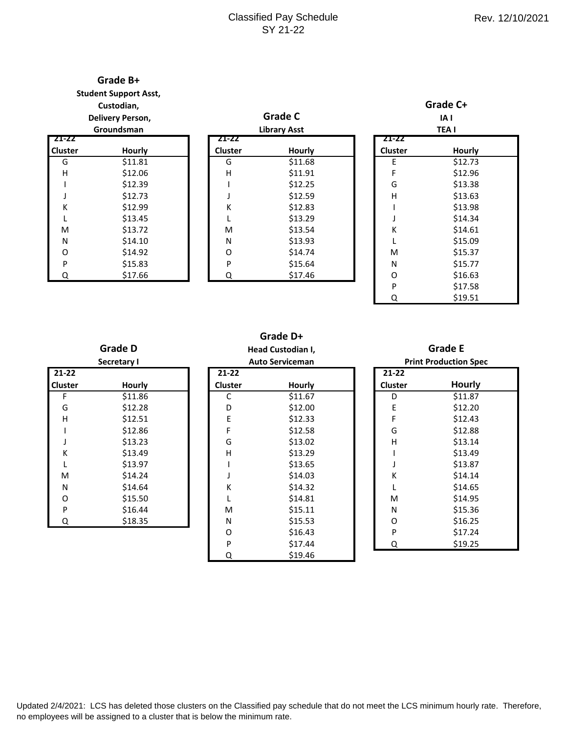# Classified Pay Schedule
## SY 21-22

Rev. 12/10/2021

### Grade B+
**Student Support Asst, Custodian, Delivery Person, Groundsman**

| 21-22 Cluster | Hourly |
|---|---|
| G | $11.81 |
| H | $12.06 |
| I | $12.39 |
| J | $12.73 |
| K | $12.99 |
| L | $13.45 |
| M | $13.72 |
| N | $14.10 |
| O | $14.92 |
| P | $15.83 |
| Q | $17.66 |

### Grade C
**Library Asst**

| 21-22 Cluster | Hourly |
|---|---|
| G | $11.68 |
| H | $11.91 |
| I | $12.25 |
| J | $12.59 |
| K | $12.83 |
| L | $13.29 |
| M | $13.54 |
| N | $13.93 |
| O | $14.74 |
| P | $15.64 |
| Q | $17.46 |

### Grade C+
**IA I, TEA I**

| 21-22 Cluster | Hourly |
|---|---|
| E | $12.73 |
| F | $12.96 |
| G | $13.38 |
| H | $13.63 |
| I | $13.98 |
| J | $14.34 |
| K | $14.61 |
| L | $15.09 |
| M | $15.37 |
| N | $15.77 |
| O | $16.63 |
| P | $17.58 |
| Q | $19.51 |

### Grade D
**Secretary I**

| 21-22 Cluster | Hourly |
|---|---|
| F | $11.86 |
| G | $12.28 |
| H | $12.51 |
| I | $12.86 |
| J | $13.23 |
| K | $13.49 |
| L | $13.97 |
| M | $14.24 |
| N | $14.64 |
| O | $15.50 |
| P | $16.44 |
| Q | $18.35 |

### Grade D+
**Head Custodian I, Auto Serviceman**

| 21-22 Cluster | Hourly |
|---|---|
| C | $11.67 |
| D | $12.00 |
| E | $12.33 |
| F | $12.58 |
| G | $13.02 |
| H | $13.29 |
| I | $13.65 |
| J | $14.03 |
| K | $14.32 |
| L | $14.81 |
| M | $15.11 |
| N | $15.53 |
| O | $16.43 |
| P | $17.44 |
| Q | $19.46 |

### Grade E
**Print Production Spec**

| 21-22 Cluster | Hourly |
|---|---|
| D | $11.87 |
| E | $12.20 |
| F | $12.43 |
| G | $12.88 |
| H | $13.14 |
| I | $13.49 |
| J | $13.87 |
| K | $14.14 |
| L | $14.65 |
| M | $14.95 |
| N | $15.36 |
| O | $16.25 |
| P | $17.24 |
| Q | $19.25 |

Updated 2/4/2021: LCS has deleted those clusters on the Classified pay schedule that do not meet the LCS minimum hourly rate. Therefore, no employees will be assigned to a cluster that is below the minimum rate.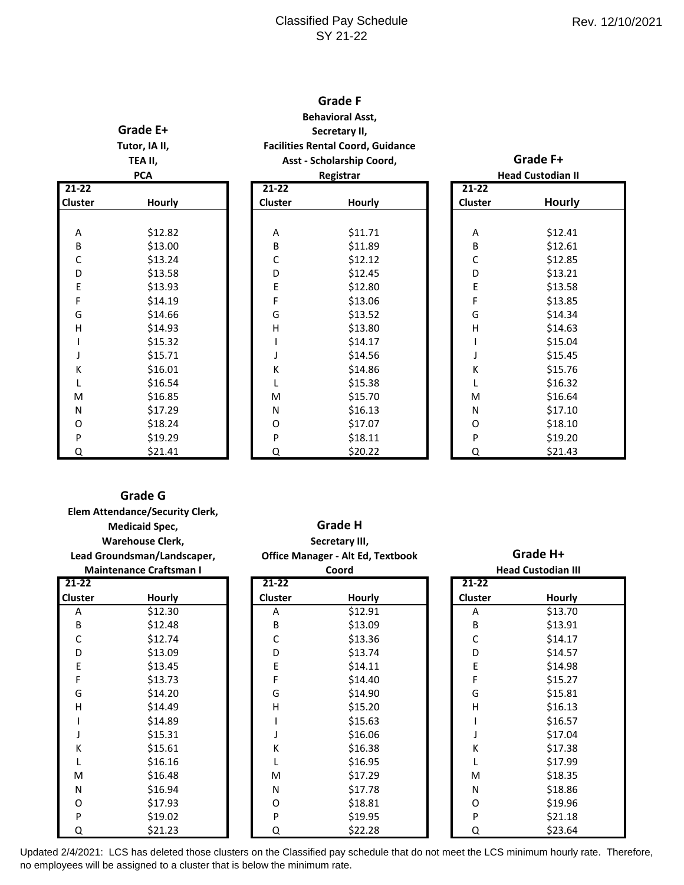Classified Pay Schedule
SY 21-22

Rev. 12/10/2021

### Grade E+
**Tutor, IA II, TEA II, PCA**

| 21-22 Cluster | Hourly |
|---|---|
| A | $12.82 |
| B | $13.00 |
| C | $13.24 |
| D | $13.58 |
| E | $13.93 |
| F | $14.19 |
| G | $14.66 |
| H | $14.93 |
| I | $15.32 |
| J | $15.71 |
| K | $16.01 |
| L | $16.54 |
| M | $16.85 |
| N | $17.29 |
| O | $18.24 |
| P | $19.29 |
| Q | $21.41 |

### Grade F
**Behavioral Asst, Secretary II, Facilities Rental Coord, Guidance Asst - Scholarship Coord, Registrar**

| 21-22 Cluster | Hourly |
|---|---|
| A | $11.71 |
| B | $11.89 |
| C | $12.12 |
| D | $12.45 |
| E | $12.80 |
| F | $13.06 |
| G | $13.52 |
| H | $13.80 |
| I | $14.17 |
| J | $14.56 |
| K | $14.86 |
| L | $15.38 |
| M | $15.70 |
| N | $16.13 |
| O | $17.07 |
| P | $18.11 |
| Q | $20.22 |

### Grade F+
**Head Custodian II**

| 21-22 Cluster | Hourly |
|---|---|
| A | $12.41 |
| B | $12.61 |
| C | $12.85 |
| D | $13.21 |
| E | $13.58 |
| F | $13.85 |
| G | $14.34 |
| H | $14.63 |
| I | $15.04 |
| J | $15.45 |
| K | $15.76 |
| L | $16.32 |
| M | $16.64 |
| N | $17.10 |
| O | $18.10 |
| P | $19.20 |
| Q | $21.43 |

### Grade G
**Elem Attendance/Security Clerk, Medicaid Spec, Warehouse Clerk, Lead Groundsman/Landscaper, Maintenance Craftsman I**

| 21-22 Cluster | Hourly |
|---|---|
| A | $12.30 |
| B | $12.48 |
| C | $12.74 |
| D | $13.09 |
| E | $13.45 |
| F | $13.73 |
| G | $14.20 |
| H | $14.49 |
| I | $14.89 |
| J | $15.31 |
| K | $15.61 |
| L | $16.16 |
| M | $16.48 |
| N | $16.94 |
| O | $17.93 |
| P | $19.02 |
| Q | $21.23 |

### Grade H
**Secretary III, Office Manager - Alt Ed, Textbook Coord**

| 21-22 Cluster | Hourly |
|---|---|
| A | $12.91 |
| B | $13.09 |
| C | $13.36 |
| D | $13.74 |
| E | $14.11 |
| F | $14.40 |
| G | $14.90 |
| H | $15.20 |
| I | $15.63 |
| J | $16.06 |
| K | $16.38 |
| L | $16.95 |
| M | $17.29 |
| N | $17.78 |
| O | $18.81 |
| P | $19.95 |
| Q | $22.28 |

### Grade H+
**Head Custodian III**

| 21-22 Cluster | Hourly |
|---|---|
| A | $13.70 |
| B | $13.91 |
| C | $14.17 |
| D | $14.57 |
| E | $14.98 |
| F | $15.27 |
| G | $15.81 |
| H | $16.13 |
| I | $16.57 |
| J | $17.04 |
| K | $17.38 |
| L | $17.99 |
| M | $18.35 |
| N | $18.86 |
| O | $19.96 |
| P | $21.18 |
| Q | $23.64 |

Updated 2/4/2021: LCS has deleted those clusters on the Classified pay schedule that do not meet the LCS minimum hourly rate. Therefore, no employees will be assigned to a cluster that is below the minimum rate.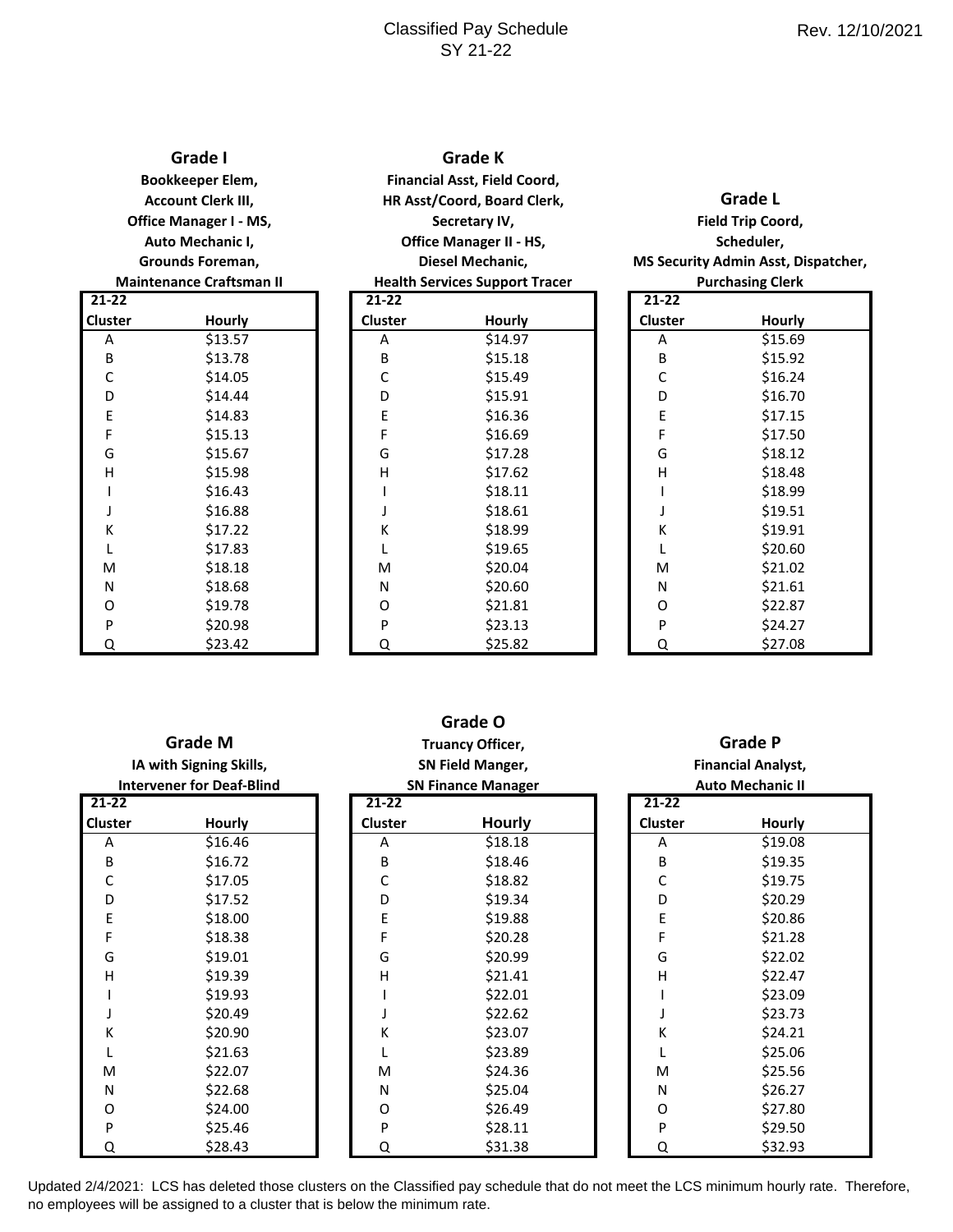# Classified Pay Schedule
SY 21-22

Rev. 12/10/2021

## Grade I

**Bookkeeper Elem, Account Clerk III, Office Manager I - MS, Auto Mechanic I, Grounds Foreman, Maintenance Craftsman II**

| 21-22 Cluster | Hourly |
|---|---|
| A | $13.57 |
| B | $13.78 |
| C | $14.05 |
| D | $14.44 |
| E | $14.83 |
| F | $15.13 |
| G | $15.67 |
| H | $15.98 |
| I | $16.43 |
| J | $16.88 |
| K | $17.22 |
| L | $17.83 |
| M | $18.18 |
| N | $18.68 |
| O | $19.78 |
| P | $20.98 |
| Q | $23.42 |

## Grade K

**Financial Asst, Field Coord, HR Asst/Coord, Board Clerk, Secretary IV, Office Manager II - HS, Diesel Mechanic, Health Services Support Tracer**

| 21-22 Cluster | Hourly |
|---|---|
| A | $14.97 |
| B | $15.18 |
| C | $15.49 |
| D | $15.91 |
| E | $16.36 |
| F | $16.69 |
| G | $17.28 |
| H | $17.62 |
| I | $18.11 |
| J | $18.61 |
| K | $18.99 |
| L | $19.65 |
| M | $20.04 |
| N | $20.60 |
| O | $21.81 |
| P | $23.13 |
| Q | $25.82 |

## Grade L

**Field Trip Coord, Scheduler, MS Security Admin Asst, Dispatcher, Purchasing Clerk**

| 21-22 Cluster | Hourly |
|---|---|
| A | $15.69 |
| B | $15.92 |
| C | $16.24 |
| D | $16.70 |
| E | $17.15 |
| F | $17.50 |
| G | $18.12 |
| H | $18.48 |
| I | $18.99 |
| J | $19.51 |
| K | $19.91 |
| L | $20.60 |
| M | $21.02 |
| N | $21.61 |
| O | $22.87 |
| P | $24.27 |
| Q | $27.08 |

## Grade M

**IA with Signing Skills, Intervener for Deaf-Blind**

| 21-22 Cluster | Hourly |
|---|---|
| A | $16.46 |
| B | $16.72 |
| C | $17.05 |
| D | $17.52 |
| E | $18.00 |
| F | $18.38 |
| G | $19.01 |
| H | $19.39 |
| I | $19.93 |
| J | $20.49 |
| K | $20.90 |
| L | $21.63 |
| M | $22.07 |
| N | $22.68 |
| O | $24.00 |
| P | $25.46 |
| Q | $28.43 |

## Grade O

**Truancy Officer, SN Field Manger, SN Finance Manager**

| 21-22 Cluster | Hourly |
|---|---|
| A | $18.18 |
| B | $18.46 |
| C | $18.82 |
| D | $19.34 |
| E | $19.88 |
| F | $20.28 |
| G | $20.99 |
| H | $21.41 |
| I | $22.01 |
| J | $22.62 |
| K | $23.07 |
| L | $23.89 |
| M | $24.36 |
| N | $25.04 |
| O | $26.49 |
| P | $28.11 |
| Q | $31.38 |

## Grade P

**Financial Analyst, Auto Mechanic II**

| 21-22 Cluster | Hourly |
|---|---|
| A | $19.08 |
| B | $19.35 |
| C | $19.75 |
| D | $20.29 |
| E | $20.86 |
| F | $21.28 |
| G | $22.02 |
| H | $22.47 |
| I | $23.09 |
| J | $23.73 |
| K | $24.21 |
| L | $25.06 |
| M | $25.56 |
| N | $26.27 |
| O | $27.80 |
| P | $29.50 |
| Q | $32.93 |

Updated 2/4/2021: LCS has deleted those clusters on the Classified pay schedule that do not meet the LCS minimum hourly rate. Therefore, no employees will be assigned to a cluster that is below the minimum rate.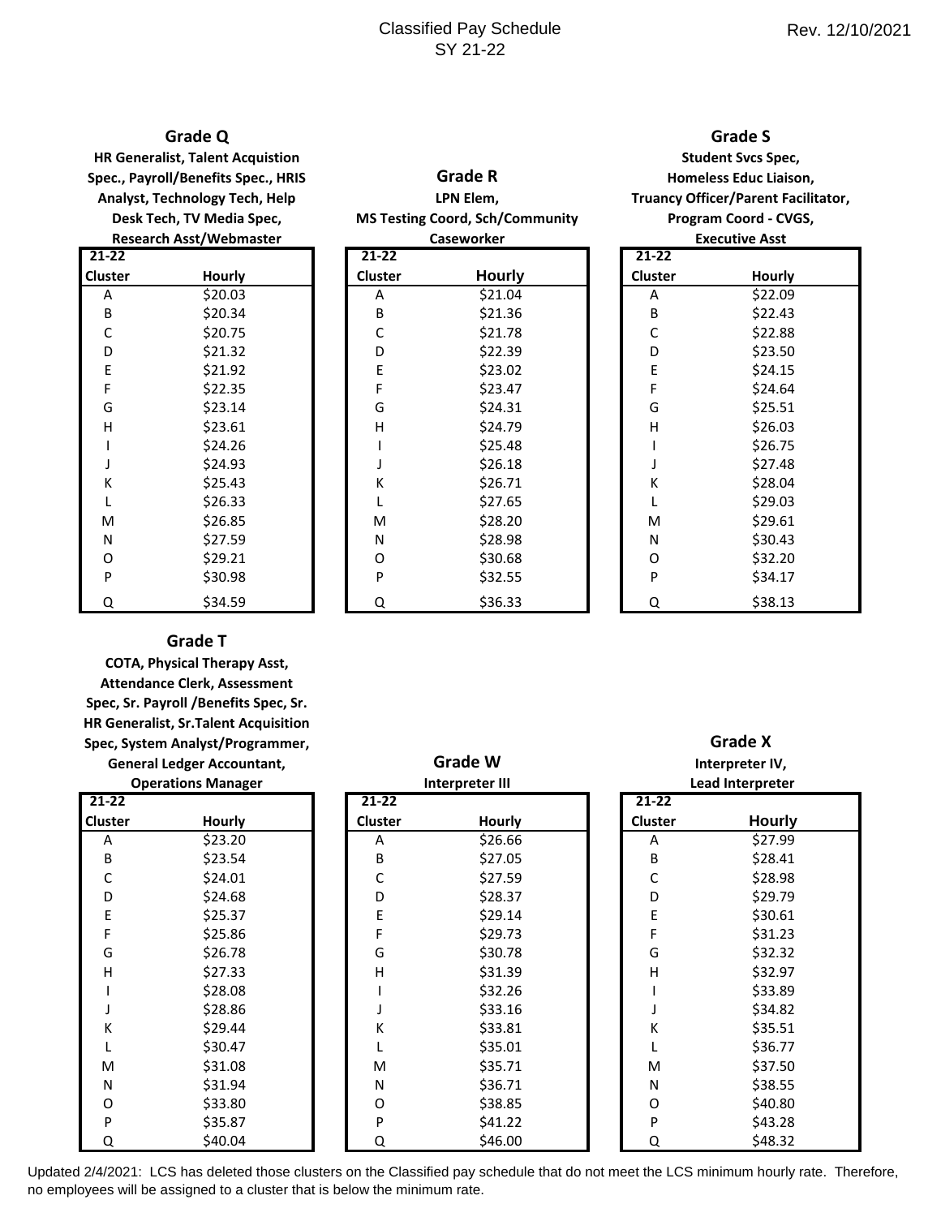Classified Pay Schedule
SY 21-22

Rev. 12/10/2021

### Grade Q

**HR Generalist, Talent Acquistion Spec., Payroll/Benefits Spec., HRIS Analyst, Technology Tech, Help Desk Tech, TV Media Spec, Research Asst/Webmaster**

| 21-22 Cluster | Hourly |
|---|---|
| A | $20.03 |
| B | $20.34 |
| C | $20.75 |
| D | $21.32 |
| E | $21.92 |
| F | $22.35 |
| G | $23.14 |
| H | $23.61 |
| I | $24.26 |
| J | $24.93 |
| K | $25.43 |
| L | $26.33 |
| M | $26.85 |
| N | $27.59 |
| O | $29.21 |
| P | $30.98 |
| Q | $34.59 |

### Grade R

**LPN Elem, MS Testing Coord, Sch/Community Caseworker**

| 21-22 Cluster | Hourly |
|---|---|
| A | $21.04 |
| B | $21.36 |
| C | $21.78 |
| D | $22.39 |
| E | $23.02 |
| F | $23.47 |
| G | $24.31 |
| H | $24.79 |
| I | $25.48 |
| J | $26.18 |
| K | $26.71 |
| L | $27.65 |
| M | $28.20 |
| N | $28.98 |
| O | $30.68 |
| P | $32.55 |
| Q | $36.33 |

### Grade S

**Student Svcs Spec, Homeless Educ Liaison, Truancy Officer/Parent Facilitator, Program Coord - CVGS, Executive Asst**

| 21-22 Cluster | Hourly |
|---|---|
| A | $22.09 |
| B | $22.43 |
| C | $22.88 |
| D | $23.50 |
| E | $24.15 |
| F | $24.64 |
| G | $25.51 |
| H | $26.03 |
| I | $26.75 |
| J | $27.48 |
| K | $28.04 |
| L | $29.03 |
| M | $29.61 |
| N | $30.43 |
| O | $32.20 |
| P | $34.17 |
| Q | $38.13 |

### Grade T

**COTA, Physical Therapy Asst, Attendance Clerk, Assessment Spec, Sr. Payroll /Benefits Spec, Sr. HR Generalist, Sr.Talent Acquisition Spec, System Analyst/Programmer, General Ledger Accountant, Operations Manager**

| 21-22 Cluster | Hourly |
|---|---|
| A | $23.20 |
| B | $23.54 |
| C | $24.01 |
| D | $24.68 |
| E | $25.37 |
| F | $25.86 |
| G | $26.78 |
| H | $27.33 |
| I | $28.08 |
| J | $28.86 |
| K | $29.44 |
| L | $30.47 |
| M | $31.08 |
| N | $31.94 |
| O | $33.80 |
| P | $35.87 |
| Q | $40.04 |

### Grade W

**Interpreter III**

| 21-22 Cluster | Hourly |
|---|---|
| A | $26.66 |
| B | $27.05 |
| C | $27.59 |
| D | $28.37 |
| E | $29.14 |
| F | $29.73 |
| G | $30.78 |
| H | $31.39 |
| I | $32.26 |
| J | $33.16 |
| K | $33.81 |
| L | $35.01 |
| M | $35.71 |
| N | $36.71 |
| O | $38.85 |
| P | $41.22 |
| Q | $46.00 |

### Grade X

**Interpreter IV, Lead Interpreter**

| 21-22 Cluster | Hourly |
|---|---|
| A | $27.99 |
| B | $28.41 |
| C | $28.98 |
| D | $29.79 |
| E | $30.61 |
| F | $31.23 |
| G | $32.32 |
| H | $32.97 |
| I | $33.89 |
| J | $34.82 |
| K | $35.51 |
| L | $36.77 |
| M | $37.50 |
| N | $38.55 |
| O | $40.80 |
| P | $43.28 |
| Q | $48.32 |

Updated 2/4/2021: LCS has deleted those clusters on the Classified pay schedule that do not meet the LCS minimum hourly rate. Therefore, no employees will be assigned to a cluster that is below the minimum rate.